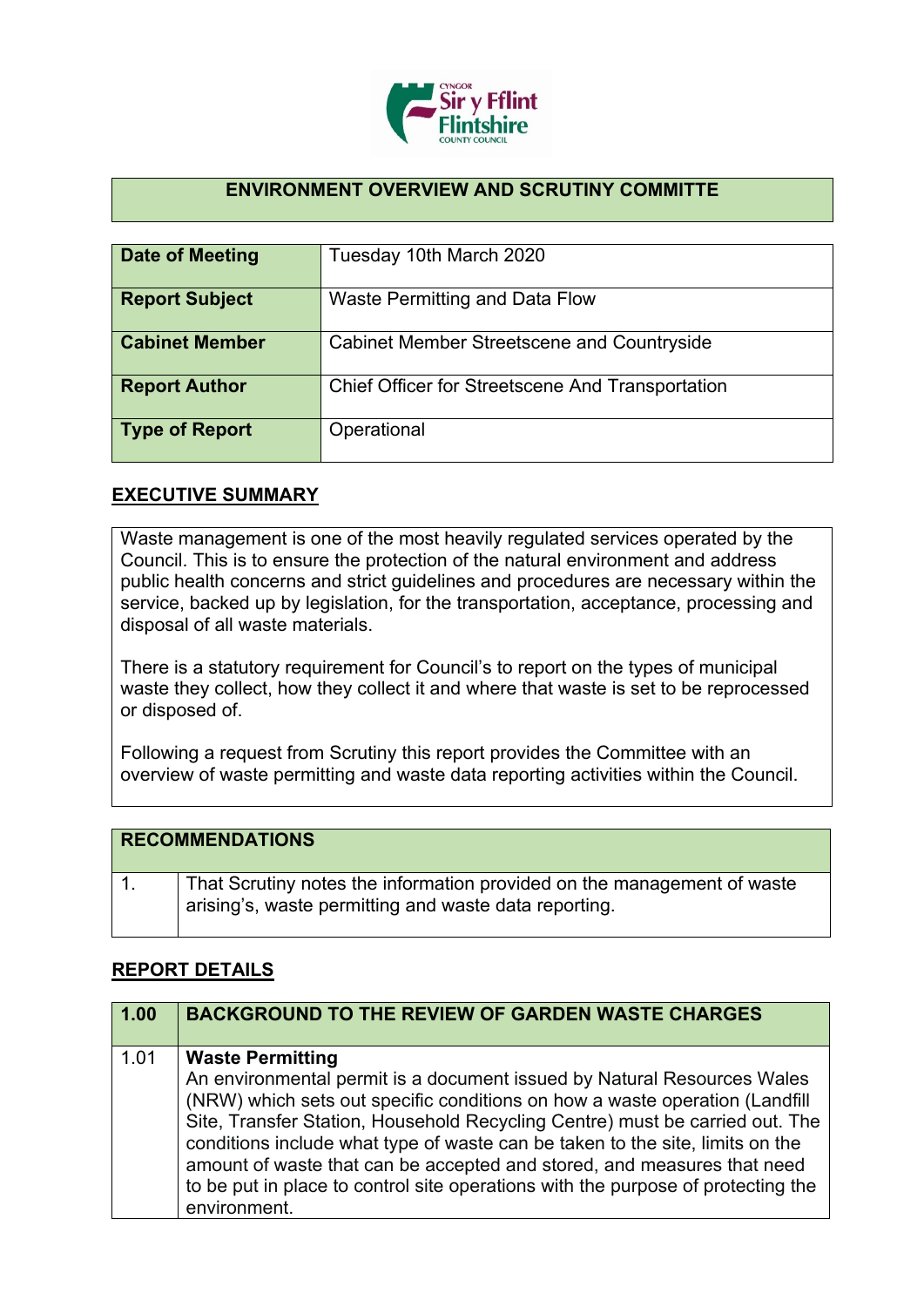## ENVIRONMENT OVERVIEW AND SCRUTINY COMMITTE

| | |
|---|---|
| **Date of Meeting** | Tuesday 10th March 2020 |
| **Report Subject** | Waste Permitting and Data Flow |
| **Cabinet Member** | Cabinet Member Streetscene and Countryside |
| **Report Author** | Chief Officer for Streetscene And Transportation |
| **Type of Report** | Operational |

## EXECUTIVE SUMMARY

Waste management is one of the most heavily regulated services operated by the Council. This is to ensure the protection of the natural environment and address public health concerns and strict guidelines and procedures are necessary within the service, backed up by legislation, for the transportation, acceptance, processing and disposal of all waste materials.

There is a statutory requirement for Council's to report on the types of municipal waste they collect, how they collect it and where that waste is set to be reprocessed or disposed of.

Following a request from Scrutiny this report provides the Committee with an overview of waste permitting and waste data reporting activities within the Council.

| **RECOMMENDATIONS** | |
|---|---|
| 1. | That Scrutiny notes the information provided on the management of waste arising's, waste permitting and waste data reporting. |

## REPORT DETAILS

| **1.00** | **BACKGROUND TO THE REVIEW OF GARDEN WASTE CHARGES** |
|---|---|
| 1.01 | **Waste Permitting**<br>An environmental permit is a document issued by Natural Resources Wales (NRW) which sets out specific conditions on how a waste operation (Landfill Site, Transfer Station, Household Recycling Centre) must be carried out. The conditions include what type of waste can be taken to the site, limits on the amount of waste that can be accepted and stored, and measures that need to be put in place to control site operations with the purpose of protecting the environment. |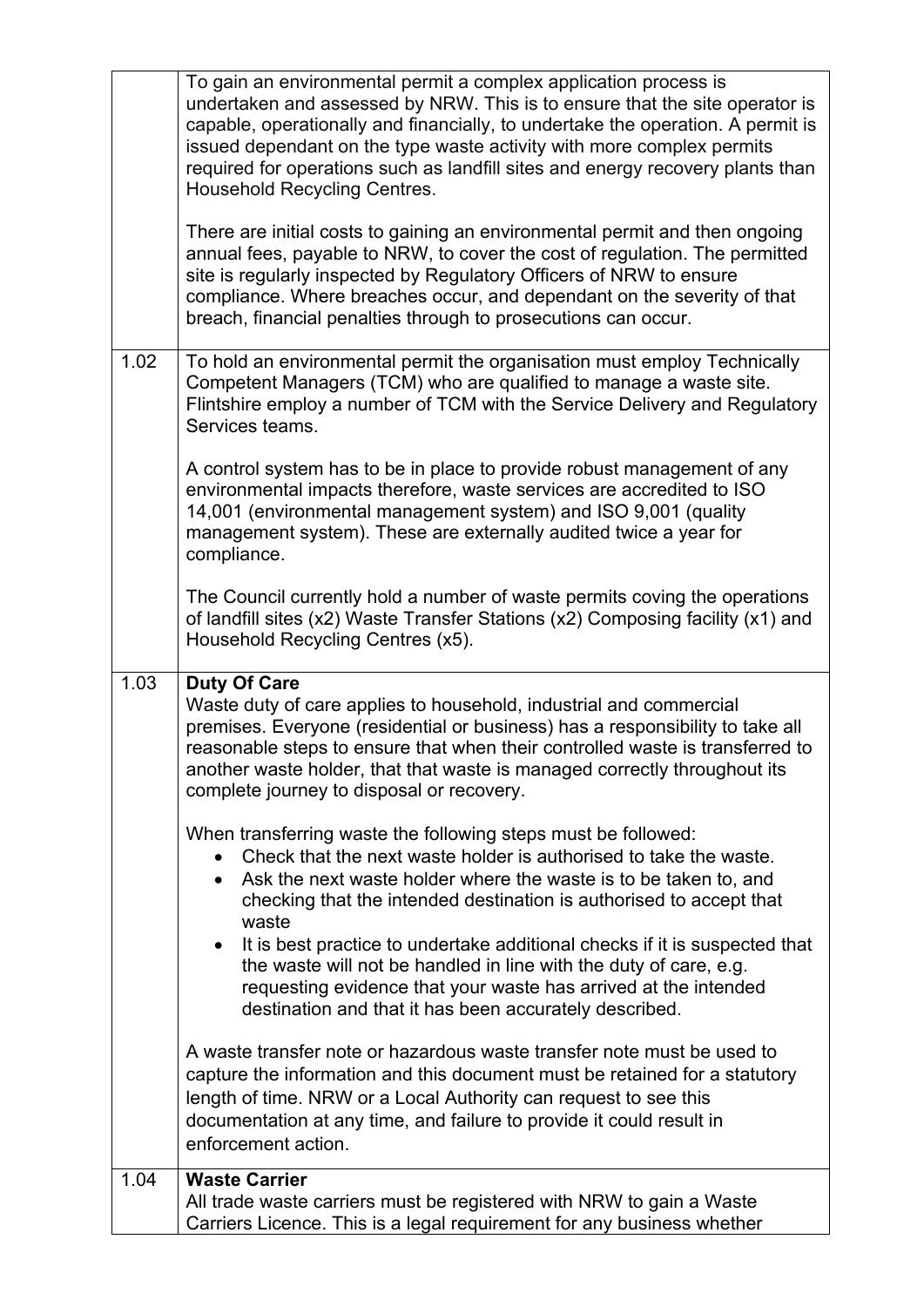| | |
|---|---|
| | To gain an environmental permit a complex application process is undertaken and assessed by NRW. This is to ensure that the site operator is capable, operationally and financially, to undertake the operation. A permit is issued dependant on the type waste activity with more complex permits required for operations such as landfill sites and energy recovery plants than Household Recycling Centres.<br><br>There are initial costs to gaining an environmental permit and then ongoing annual fees, payable to NRW, to cover the cost of regulation. The permitted site is regularly inspected by Regulatory Officers of NRW to ensure compliance. Where breaches occur, and dependant on the severity of that breach, financial penalties through to prosecutions can occur. |
| 1.02 | To hold an environmental permit the organisation must employ Technically Competent Managers (TCM) who are qualified to manage a waste site. Flintshire employ a number of TCM with the Service Delivery and Regulatory Services teams.<br><br>A control system has to be in place to provide robust management of any environmental impacts therefore, waste services are accredited to ISO 14,001 (environmental management system) and ISO 9,001 (quality management system). These are externally audited twice a year for compliance.<br><br>The Council currently hold a number of waste permits coving the operations of landfill sites (x2) Waste Transfer Stations (x2) Composing facility (x1) and Household Recycling Centres (x5). |
| 1.03 | **Duty Of Care**<br>Waste duty of care applies to household, industrial and commercial premises. Everyone (residential or business) has a responsibility to take all reasonable steps to ensure that when their controlled waste is transferred to another waste holder, that that waste is managed correctly throughout its complete journey to disposal or recovery.<br><br>When transferring waste the following steps must be followed:<br>• Check that the next waste holder is authorised to take the waste.<br>• Ask the next waste holder where the waste is to be taken to, and checking that the intended destination is authorised to accept that waste<br>• It is best practice to undertake additional checks if it is suspected that the waste will not be handled in line with the duty of care, e.g. requesting evidence that your waste has arrived at the intended destination and that it has been accurately described.<br><br>A waste transfer note or hazardous waste transfer note must be used to capture the information and this document must be retained for a statutory length of time. NRW or a Local Authority can request to see this documentation at any time, and failure to provide it could result in enforcement action. |
| 1.04 | **Waste Carrier**<br>All trade waste carriers must be registered with NRW to gain a Waste Carriers Licence. This is a legal requirement for any business whether |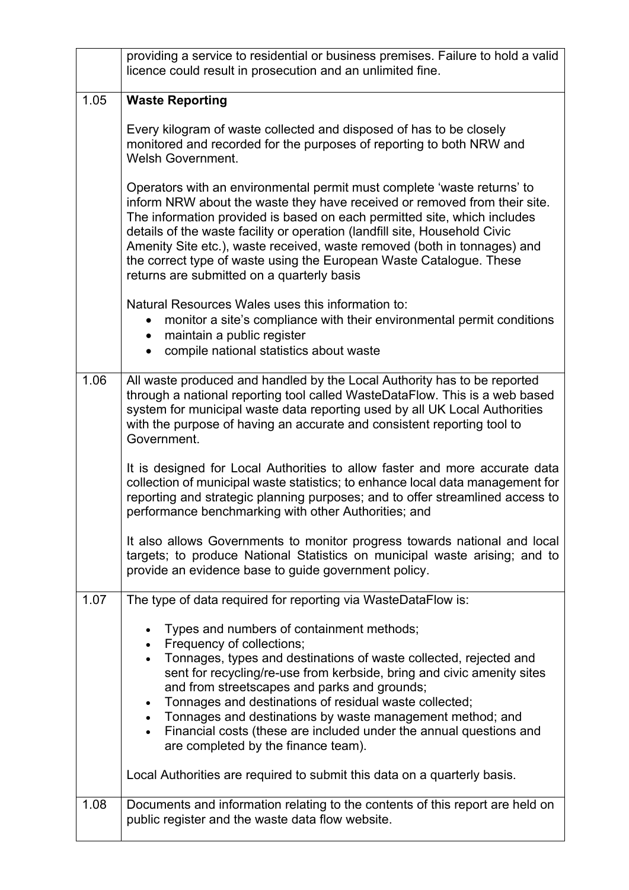| | |
|---|---|
| | providing a service to residential or business premises. Failure to hold a valid licence could result in prosecution and an unlimited fine. |
| 1.05 | **Waste Reporting**<br><br>Every kilogram of waste collected and disposed of has to be closely monitored and recorded for the purposes of reporting to both NRW and Welsh Government.<br><br>Operators with an environmental permit must complete 'waste returns' to inform NRW about the waste they have received or removed from their site. The information provided is based on each permitted site, which includes details of the waste facility or operation (landfill site, Household Civic Amenity Site etc.), waste received, waste removed (both in tonnages) and the correct type of waste using the European Waste Catalogue. These returns are submitted on a quarterly basis<br><br>Natural Resources Wales uses this information to:<br>• monitor a site's compliance with their environmental permit conditions<br>• maintain a public register<br>• compile national statistics about waste |
| 1.06 | All waste produced and handled by the Local Authority has to be reported through a national reporting tool called WasteDataFlow. This is a web based system for municipal waste data reporting used by all UK Local Authorities with the purpose of having an accurate and consistent reporting tool to Government.<br><br>It is designed for Local Authorities to allow faster and more accurate data collection of municipal waste statistics; to enhance local data management for reporting and strategic planning purposes; and to offer streamlined access to performance benchmarking with other Authorities; and<br><br>It also allows Governments to monitor progress towards national and local targets; to produce National Statistics on municipal waste arising; and to provide an evidence base to guide government policy. |
| 1.07 | The type of data required for reporting via WasteDataFlow is:<br><br>• Types and numbers of containment methods;<br>• Frequency of collections;<br>• Tonnages, types and destinations of waste collected, rejected and sent for recycling/re-use from kerbside, bring and civic amenity sites and from streetscapes and parks and grounds;<br>• Tonnages and destinations of residual waste collected;<br>• Tonnages and destinations by waste management method; and<br>• Financial costs (these are included under the annual questions and are completed by the finance team).<br><br>Local Authorities are required to submit this data on a quarterly basis. |
| 1.08 | Documents and information relating to the contents of this report are held on public register and the waste data flow website. |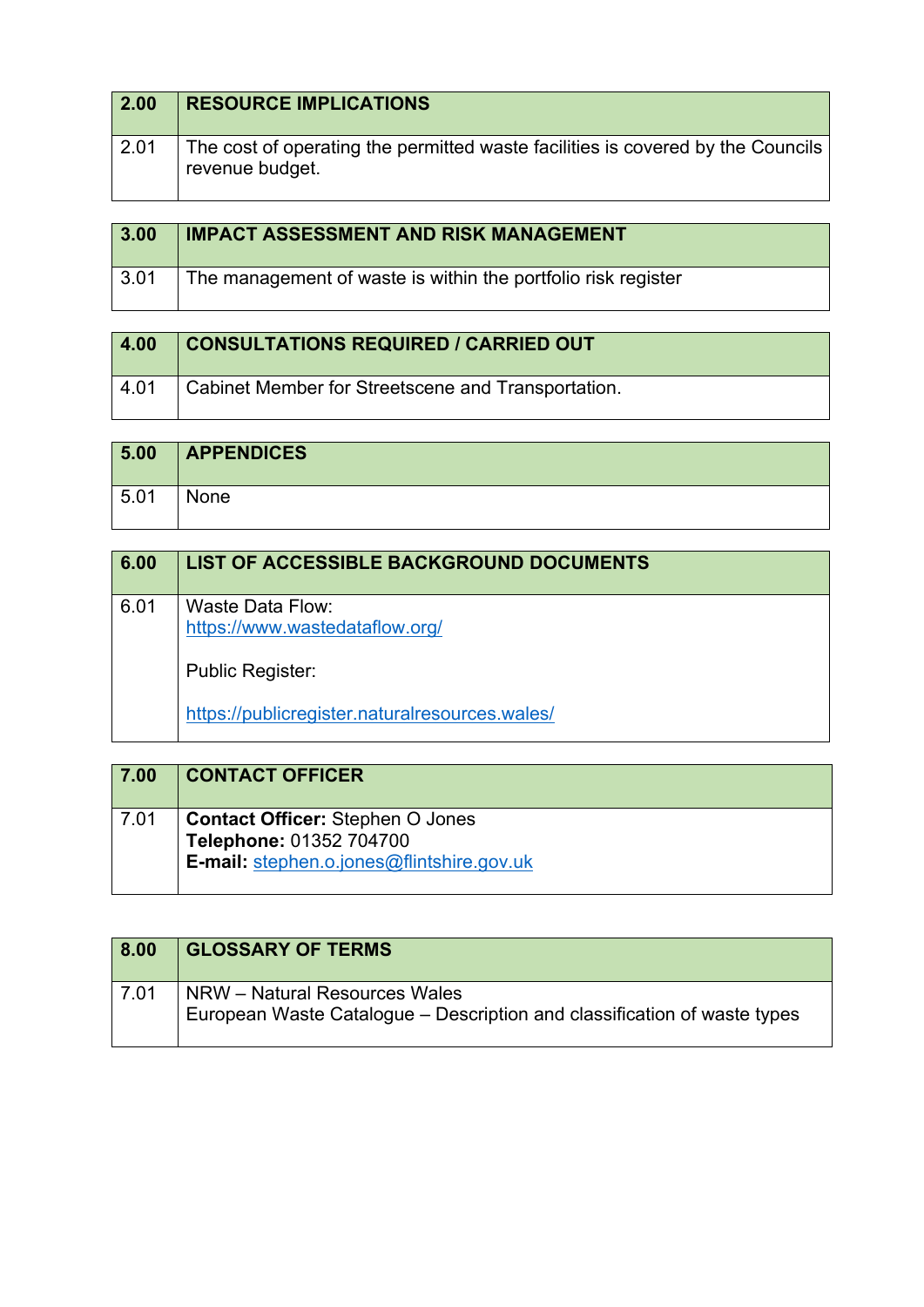| 2.00 | RESOURCE IMPLICATIONS |
|---|---|
| 2.01 | The cost of operating the permitted waste facilities is covered by the Councils revenue budget. |

| 3.00 | IMPACT ASSESSMENT AND RISK MANAGEMENT |
|---|---|
| 3.01 | The management of waste is within the portfolio risk register |

| 4.00 | CONSULTATIONS REQUIRED / CARRIED OUT |
|---|---|
| 4.01 | Cabinet Member for Streetscene and Transportation. |

| 5.00 | APPENDICES |
|---|---|
| 5.01 | None |

| 6.00 | LIST OF ACCESSIBLE BACKGROUND DOCUMENTS |
|---|---|
| 6.01 | Waste Data Flow:<br>https://www.wastedataflow.org/<br><br>Public Register:<br><br>https://publicregister.naturalresources.wales/ |

| 7.00 | CONTACT OFFICER |
|---|---|
| 7.01 | **Contact Officer:** Stephen O Jones<br>**Telephone:** 01352 704700<br>**E-mail:** stephen.o.jones@flintshire.gov.uk |

| 8.00 | GLOSSARY OF TERMS |
|---|---|
| 7.01 | NRW – Natural Resources Wales<br>European Waste Catalogue – Description and classification of waste types |